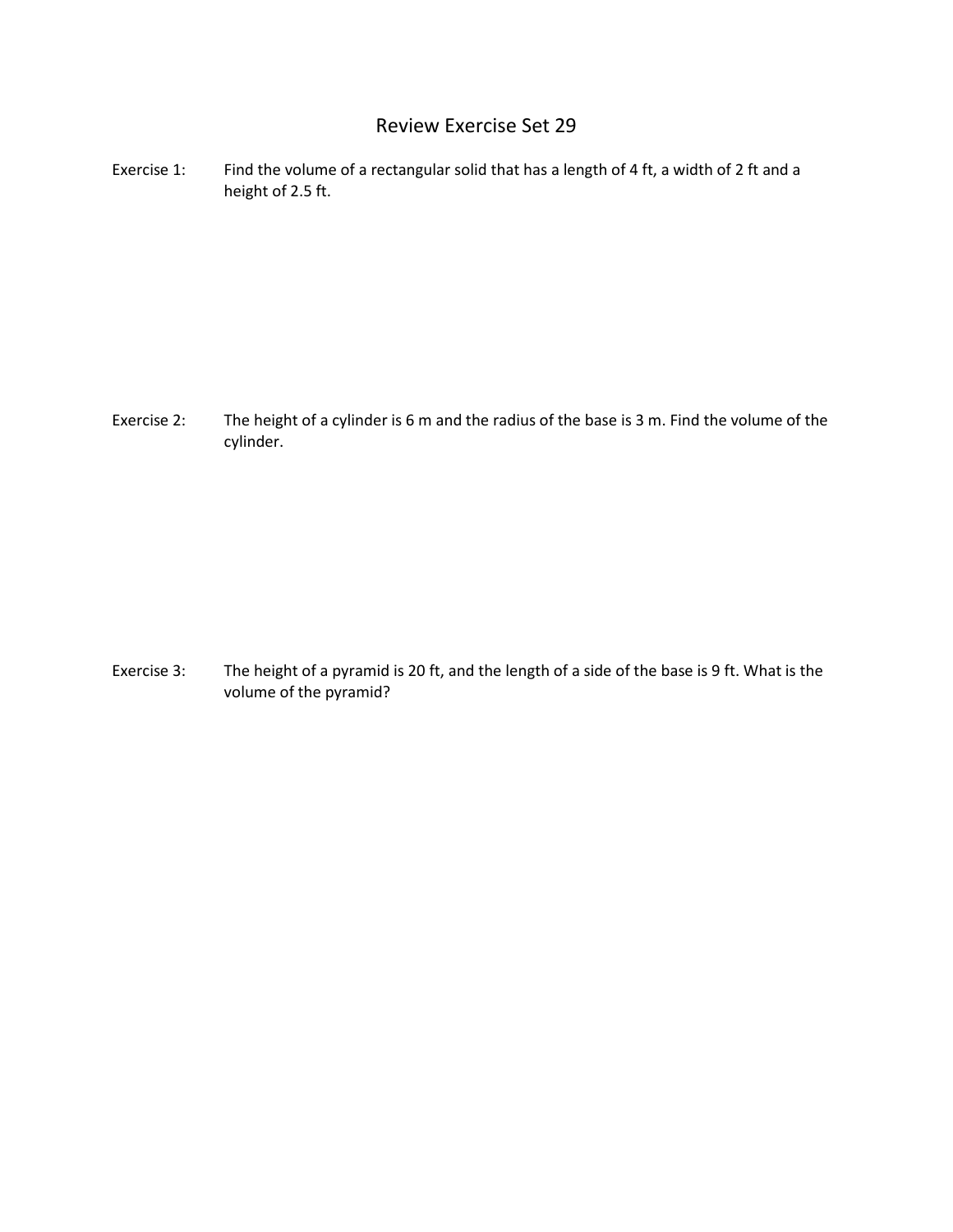# Review Exercise Set 29

Exercise 1: Find the volume of a rectangular solid that has a length of 4 ft, a width of 2 ft and a height of 2.5 ft.

Exercise 2: The height of a cylinder is 6 m and the radius of the base is 3 m. Find the volume of the cylinder.

Exercise 3: The height of a pyramid is 20 ft, and the length of a side of the base is 9 ft. What is the volume of the pyramid?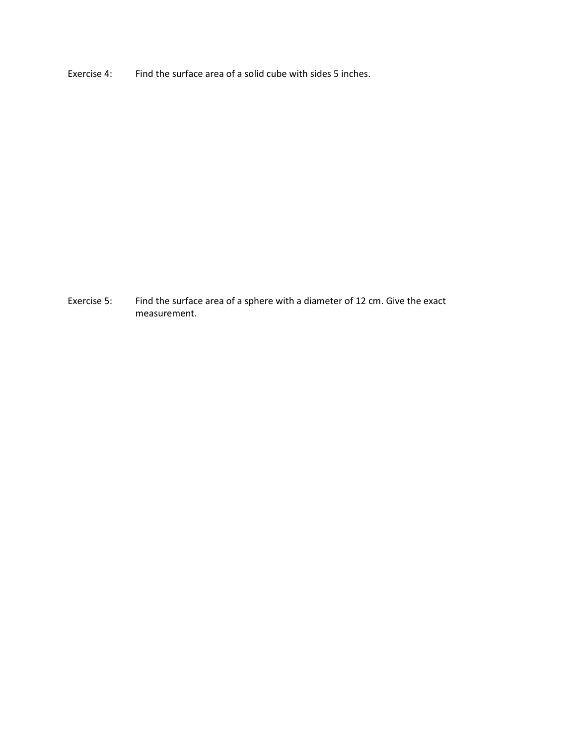Exercise 4: Find the surface area of a solid cube with sides 5 inches.

Exercise 5: Find the surface area of a sphere with a diameter of 12 cm. Give the exact measurement.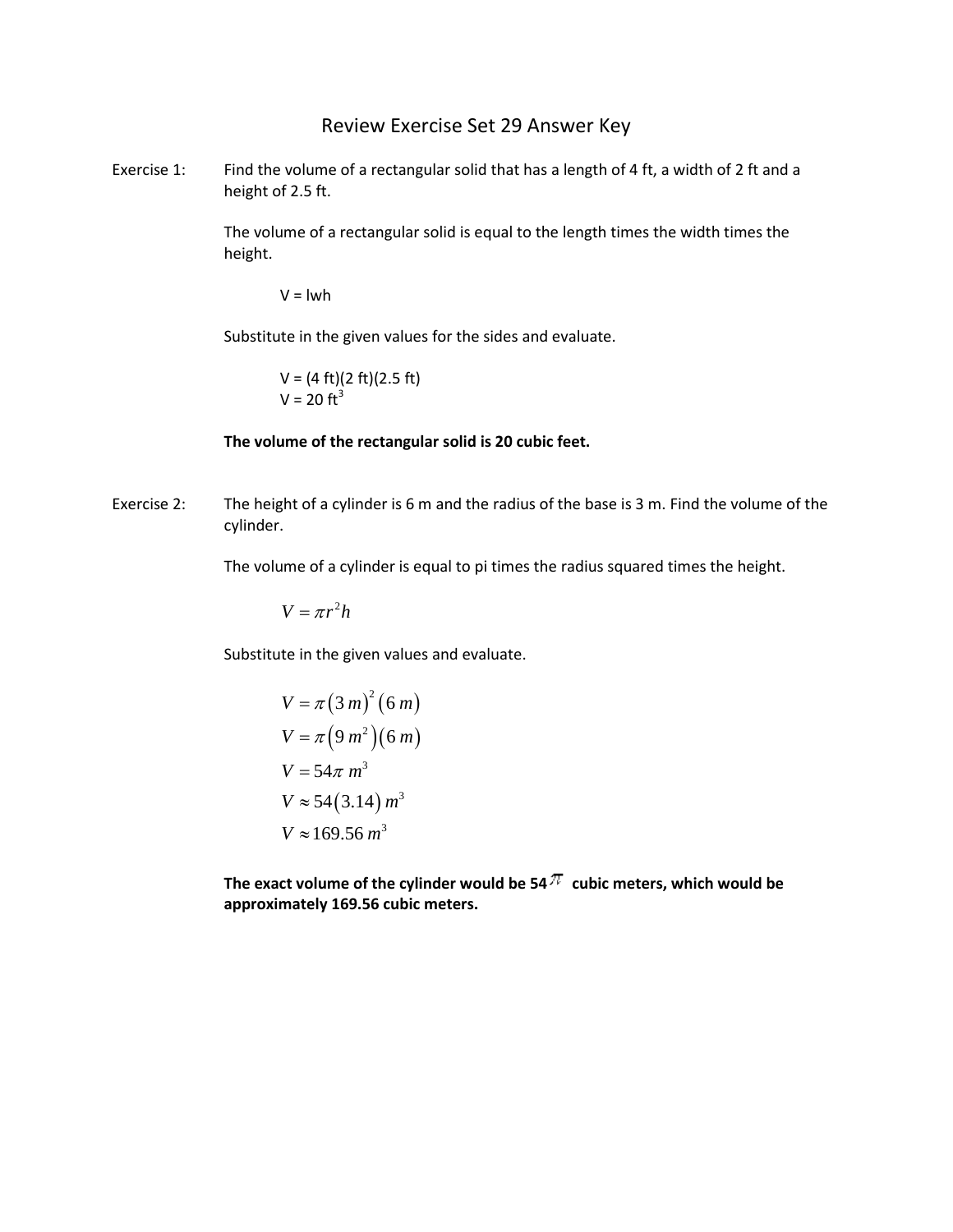# Review Exercise Set 29 Answer Key

Exercise 1: Find the volume of a rectangular solid that has a length of 4 ft, a width of 2 ft and a height of 2.5 ft.

The volume of a rectangular solid is equal to the length times the width times the height.

$$V = lwh$$

Substitute in the given values for the sides and evaluate.

$$V = (4 \text{ ft})(2 \text{ ft})(2.5 \text{ ft})$$
$$V = 20 \text{ ft}^3$$

**The volume of the rectangular solid is 20 cubic feet.**

Exercise 2: The height of a cylinder is 6 m and the radius of the base is 3 m. Find the volume of the cylinder.

The volume of a cylinder is equal to pi times the radius squared times the height.

$$V = \pi r^2 h$$

Substitute in the given values and evaluate.

$$V = \pi(3\,m)^2(6\,m)$$
$$V = \pi(9\,m^2)(6\,m)$$
$$V = 54\pi\ m^3$$
$$V \approx 54(3.14)\,m^3$$
$$V \approx 169.56\,m^3$$

**The exact volume of the cylinder would be 54$\pi$ cubic meters, which would be approximately 169.56 cubic meters.**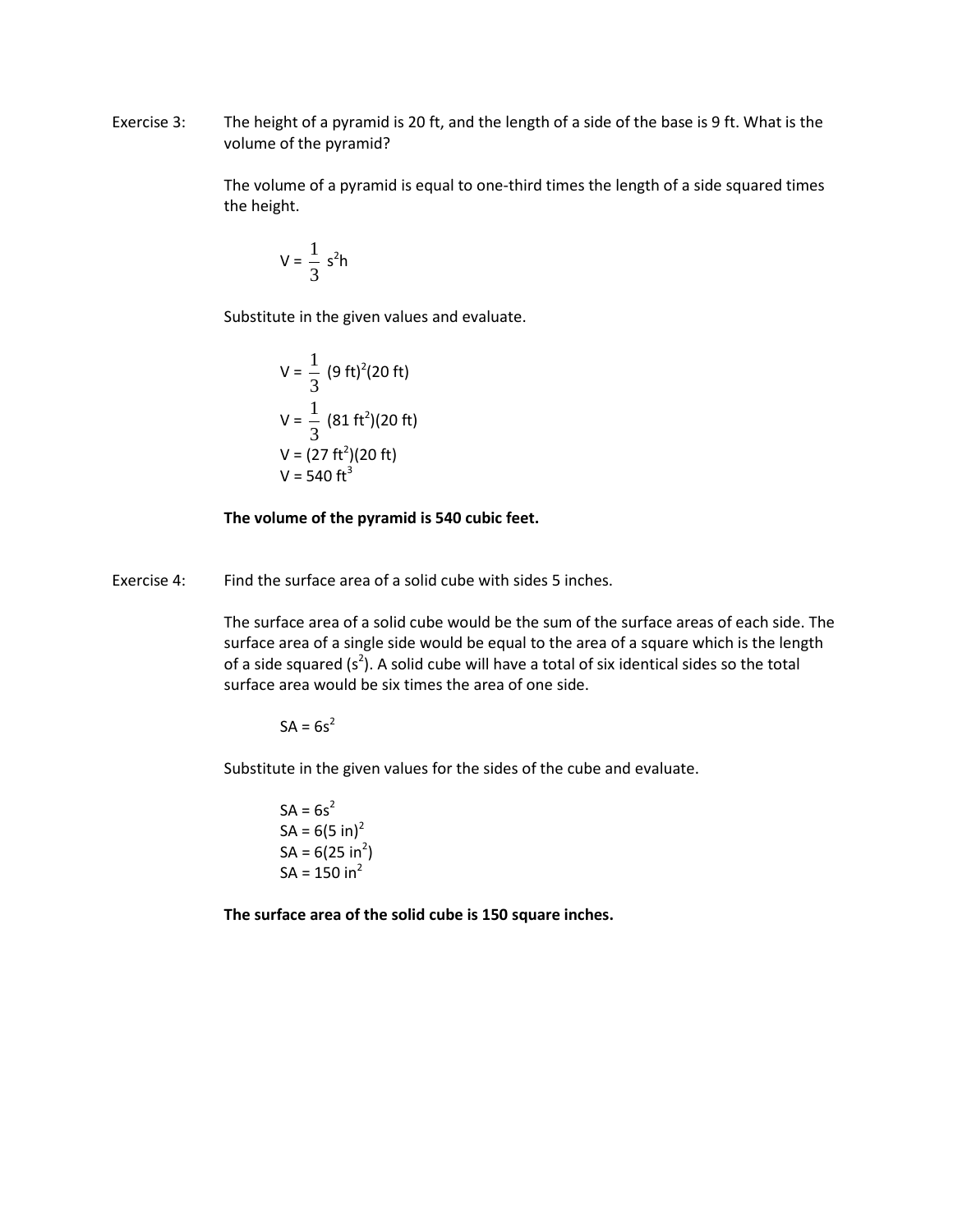Exercise 3: The height of a pyramid is 20 ft, and the length of a side of the base is 9 ft. What is the volume of the pyramid?

The volume of a pyramid is equal to one-third times the length of a side squared times the height.

$$V = \frac{1}{3} s^2h$$

Substitute in the given values and evaluate.

$$V = \frac{1}{3} (9 \text{ ft})^2(20 \text{ ft})$$

$$V = \frac{1}{3} (81 \text{ ft}^2)(20 \text{ ft})$$

$$V = (27 \text{ ft}^2)(20 \text{ ft})$$

$$V = 540 \text{ ft}^3$$

**The volume of the pyramid is 540 cubic feet.**

Exercise 4: Find the surface area of a solid cube with sides 5 inches.

The surface area of a solid cube would be the sum of the surface areas of each side. The surface area of a single side would be equal to the area of a square which is the length of a side squared ($s^2$). A solid cube will have a total of six identical sides so the total surface area would be six times the area of one side.

$$SA = 6s^2$$

Substitute in the given values for the sides of the cube and evaluate.

$$SA = 6s^2$$

$$SA = 6(5 \text{ in})^2$$

$$SA = 6(25 \text{ in}^2)$$

$$SA = 150 \text{ in}^2$$

**The surface area of the solid cube is 150 square inches.**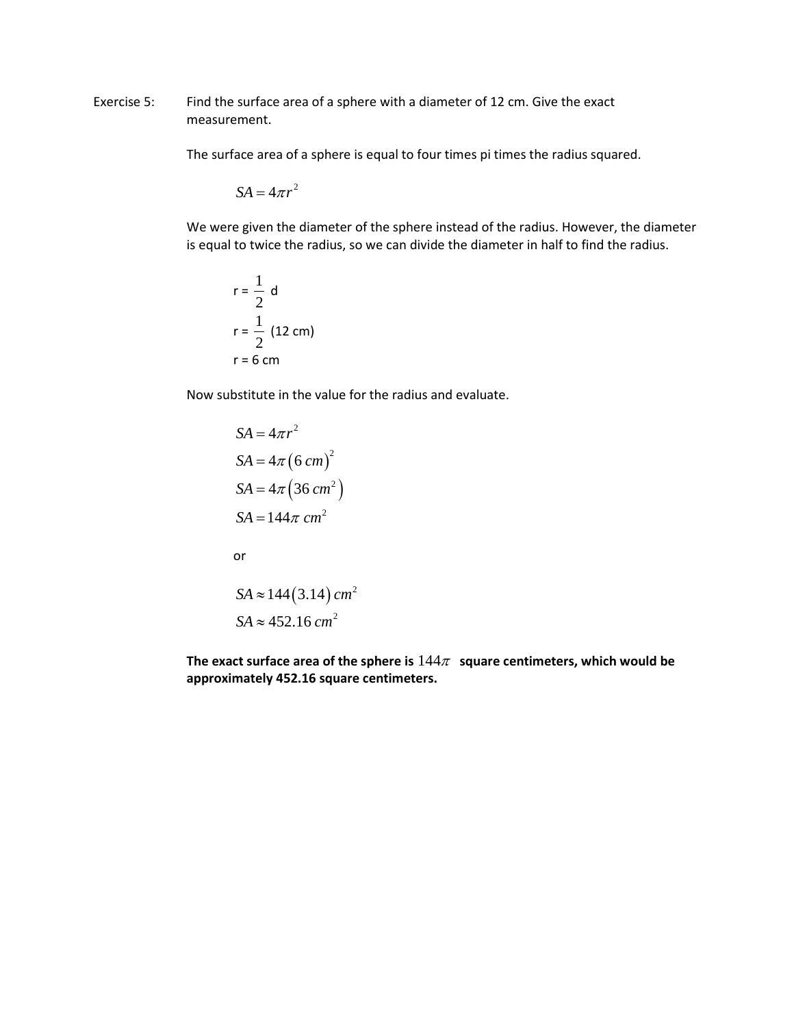Exercise 5: Find the surface area of a sphere with a diameter of 12 cm. Give the exact measurement.

The surface area of a sphere is equal to four times pi times the radius squared.

$$SA = 4\pi r^2$$

We were given the diameter of the sphere instead of the radius. However, the diameter is equal to twice the radius, so we can divide the diameter in half to find the radius.

$$r = \frac{1}{2} d$$

$$r = \frac{1}{2} (12 \text{ cm})$$

$$r = 6 \text{ cm}$$

Now substitute in the value for the radius and evaluate.

$$SA = 4\pi r^2$$

$$SA = 4\pi (6\, cm)^2$$

$$SA = 4\pi (36\, cm^2)$$

$$SA = 144\pi\, cm^2$$

or

$$SA \approx 144(3.14)\, cm^2$$

$$SA \approx 452.16\, cm^2$$

**The exact surface area of the sphere is $144\pi$ square centimeters, which would be approximately 452.16 square centimeters.**